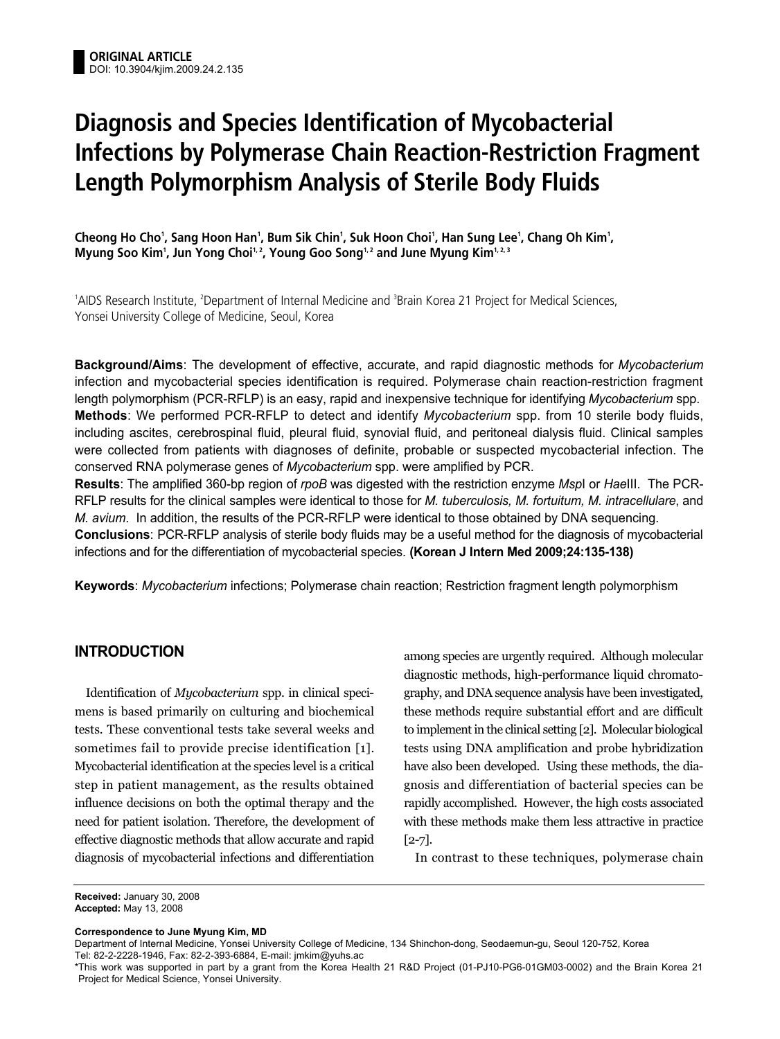**ORIGINAL ARTICLE**
DOI: 10.3904/kjim.2009.24.2.135

# Diagnosis and Species Identification of Mycobacterial Infections by Polymerase Chain Reaction-Restriction Fragment Length Polymorphism Analysis of Sterile Body Fluids

**Cheong Ho Cho[1], Sang Hoon Han[1], Bum Sik Chin[1], Suk Hoon Choi[1], Han Sung Lee[1], Chang Oh Kim[1], Myung Soo Kim[1], Jun Yong Choi[1,2], Young Goo Song[1,2] and June Myung Kim[1,2,3]**

[1]AIDS Research Institute, [2]Department of Internal Medicine and [3]Brain Korea 21 Project for Medical Sciences, Yonsei University College of Medicine, Seoul, Korea

**Background/Aims**: The development of effective, accurate, and rapid diagnostic methods for *Mycobacterium* infection and mycobacterial species identification is required. Polymerase chain reaction-restriction fragment length polymorphism (PCR-RFLP) is an easy, rapid and inexpensive technique for identifying *Mycobacterium* spp.
**Methods**: We performed PCR-RFLP to detect and identify *Mycobacterium* spp. from 10 sterile body fluids, including ascites, cerebrospinal fluid, pleural fluid, synovial fluid, and peritoneal dialysis fluid. Clinical samples were collected from patients with diagnoses of definite, probable or suspected mycobacterial infection. The conserved RNA polymerase genes of *Mycobacterium* spp. were amplified by PCR.
**Results**: The amplified 360-bp region of *rpoB* was digested with the restriction enzyme *Msp*I or *Hae*III. The PCR-RFLP results for the clinical samples were identical to those for *M. tuberculosis, M. fortuitum, M. intracellulare*, and *M. avium*. In addition, the results of the PCR-RFLP were identical to those obtained by DNA sequencing.
**Conclusions**: PCR-RFLP analysis of sterile body fluids may be a useful method for the diagnosis of mycobacterial infections and for the differentiation of mycobacterial species. **(Korean J Intern Med 2009;24:135-138)**

**Keywords**: *Mycobacterium* infections; Polymerase chain reaction; Restriction fragment length polymorphism

## INTRODUCTION

Identification of *Mycobacterium* spp. in clinical specimens is based primarily on culturing and biochemical tests. These conventional tests take several weeks and sometimes fail to provide precise identification [1]. Mycobacterial identification at the species level is a critical step in patient management, as the results obtained influence decisions on both the optimal therapy and the need for patient isolation. Therefore, the development of effective diagnostic methods that allow accurate and rapid diagnosis of mycobacterial infections and differentiation among species are urgently required. Although molecular diagnostic methods, high-performance liquid chromatography, and DNA sequence analysis have been investigated, these methods require substantial effort and are difficult to implement in the clinical setting [2]. Molecular biological tests using DNA amplification and probe hybridization have also been developed. Using these methods, the diagnosis and differentiation of bacterial species can be rapidly accomplished. However, the high costs associated with these methods make them less attractive in practice [2-7].

In contrast to these techniques, polymerase chain

**Received:** January 30, 2008
**Accepted:** May 13, 2008

**Correspondence to June Myung Kim, MD**
Department of Internal Medicine, Yonsei University College of Medicine, 134 Shinchon-dong, Seodaemun-gu, Seoul 120-752, Korea
Tel: 82-2-2228-1946, Fax: 82-2-393-6884, E-mail: jmkim@yuhs.ac
*This work was supported in part by a grant from the Korea Health 21 R&D Project (01-PJ10-PG6-01GM03-0002) and the Brain Korea 21 Project for Medical Science, Yonsei University.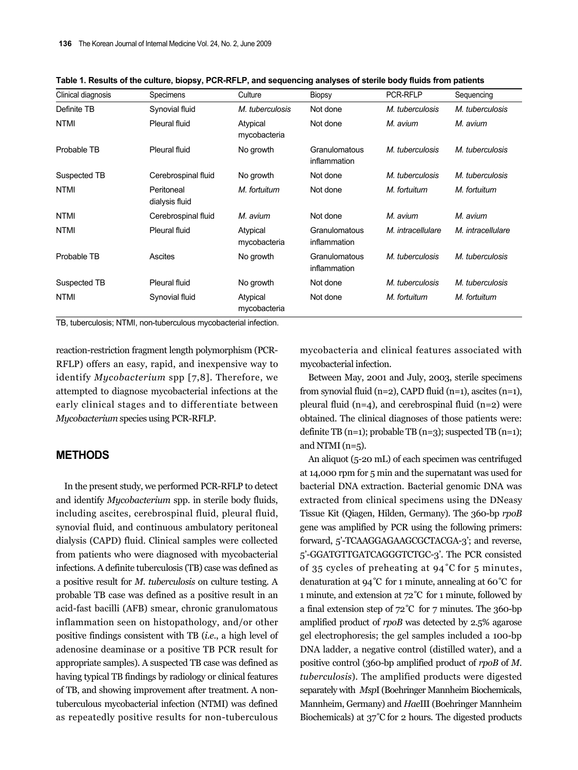**Table 1. Results of the culture, biopsy, PCR-RFLP, and sequencing analyses of sterile body fluids from patients**

| Clinical diagnosis | Specimens | Culture | Biopsy | PCR-RFLP | Sequencing |
|---|---|---|---|---|---|
| Definite TB | Synovial fluid | *M. tuberculosis* | Not done | *M. tuberculosis* | *M. tuberculosis* |
| NTMI | Pleural fluid | Atypical mycobacteria | Not done | *M. avium* | *M. avium* |
| Probable TB | Pleural fluid | No growth | Granulomatous inflammation | *M. tuberculosis* | *M. tuberculosis* |
| Suspected TB | Cerebrospinal fluid | No growth | Not done | *M. tuberculosis* | *M. tuberculosis* |
| NTMI | Peritoneal dialysis fluid | *M. fortuitum* | Not done | *M. fortuitum* | *M. fortuitum* |
| NTMI | Cerebrospinal fluid | *M. avium* | Not done | *M. avium* | *M. avium* |
| NTMI | Pleural fluid | Atypical mycobacteria | Granulomatous inflammation | *M. intracellulare* | *M. intracellulare* |
| Probable TB | Ascites | No growth | Granulomatous inflammation | *M. tuberculosis* | *M. tuberculosis* |
| Suspected TB | Pleural fluid | No growth | Not done | *M. tuberculosis* | *M. tuberculosis* |
| NTMI | Synovial fluid | Atypical mycobacteria | Not done | *M. fortuitum* | *M. fortuitum* |

TB, tuberculosis; NTMI, non-tuberculous mycobacterial infection.

reaction-restriction fragment length polymorphism (PCR-RFLP) offers an easy, rapid, and inexpensive way to identify *Mycobacterium* spp [7,8]. Therefore, we attempted to diagnose mycobacterial infections at the early clinical stages and to differentiate between *Mycobacterium* species using PCR-RFLP.

## METHODS

In the present study, we performed PCR-RFLP to detect and identify *Mycobacterium* spp. in sterile body fluids, including ascites, cerebrospinal fluid, pleural fluid, synovial fluid, and continuous ambulatory peritoneal dialysis (CAPD) fluid. Clinical samples were collected from patients who were diagnosed with mycobacterial infections. A definite tuberculosis (TB) case was defined as a positive result for *M. tuberculosis* on culture testing. A probable TB case was defined as a positive result in an acid-fast bacilli (AFB) smear, chronic granulomatous inflammation seen on histopathology, and/or other positive findings consistent with TB (*i.e.*, a high level of adenosine deaminase or a positive TB PCR result for appropriate samples). A suspected TB case was defined as having typical TB findings by radiology or clinical features of TB, and showing improvement after treatment. A non-tuberculous mycobacterial infection (NTMI) was defined as repeatedly positive results for non-tuberculous mycobacteria and clinical features associated with mycobacterial infection.

Between May, 2001 and July, 2003, sterile specimens from synovial fluid (n=2), CAPD fluid (n=1), ascites (n=1), pleural fluid (n=4), and cerebrospinal fluid (n=2) were obtained. The clinical diagnoses of those patients were: definite TB (n=1); probable TB (n=3); suspected TB (n=1); and NTMI (n=5).

An aliquot (5-20 mL) of each specimen was centrifuged at 14,000 rpm for 5 min and the supernatant was used for bacterial DNA extraction. Bacterial genomic DNA was extracted from clinical specimens using the DNeasy Tissue Kit (Qiagen, Hilden, Germany). The 360-bp *rpoB* gene was amplified by PCR using the following primers: forward, 5'-TCAAGGAGAAGCGCTACGA-3'; and reverse, 5'-GGATGTTGATCAGGGTCTGC-3'. The PCR consisted of 35 cycles of preheating at 94˚C for 5 minutes, denaturation at 94˚C for 1 minute, annealing at 60˚C for 1 minute, and extension at 72˚C for 1 minute, followed by a final extension step of 72˚C for 7 minutes. The 360-bp amplified product of *rpoB* was detected by 2.5% agarose gel electrophoresis; the gel samples included a 100-bp DNA ladder, a negative control (distilled water), and a positive control (360-bp amplified product of *rpoB* of *M. tuberculosis*). The amplified products were digested separately with *Msp*I (Boehringer Mannheim Biochemicals, Mannheim, Germany) and *Hae*III (Boehringer Mannheim Biochemicals) at 37˚C for 2 hours. The digested products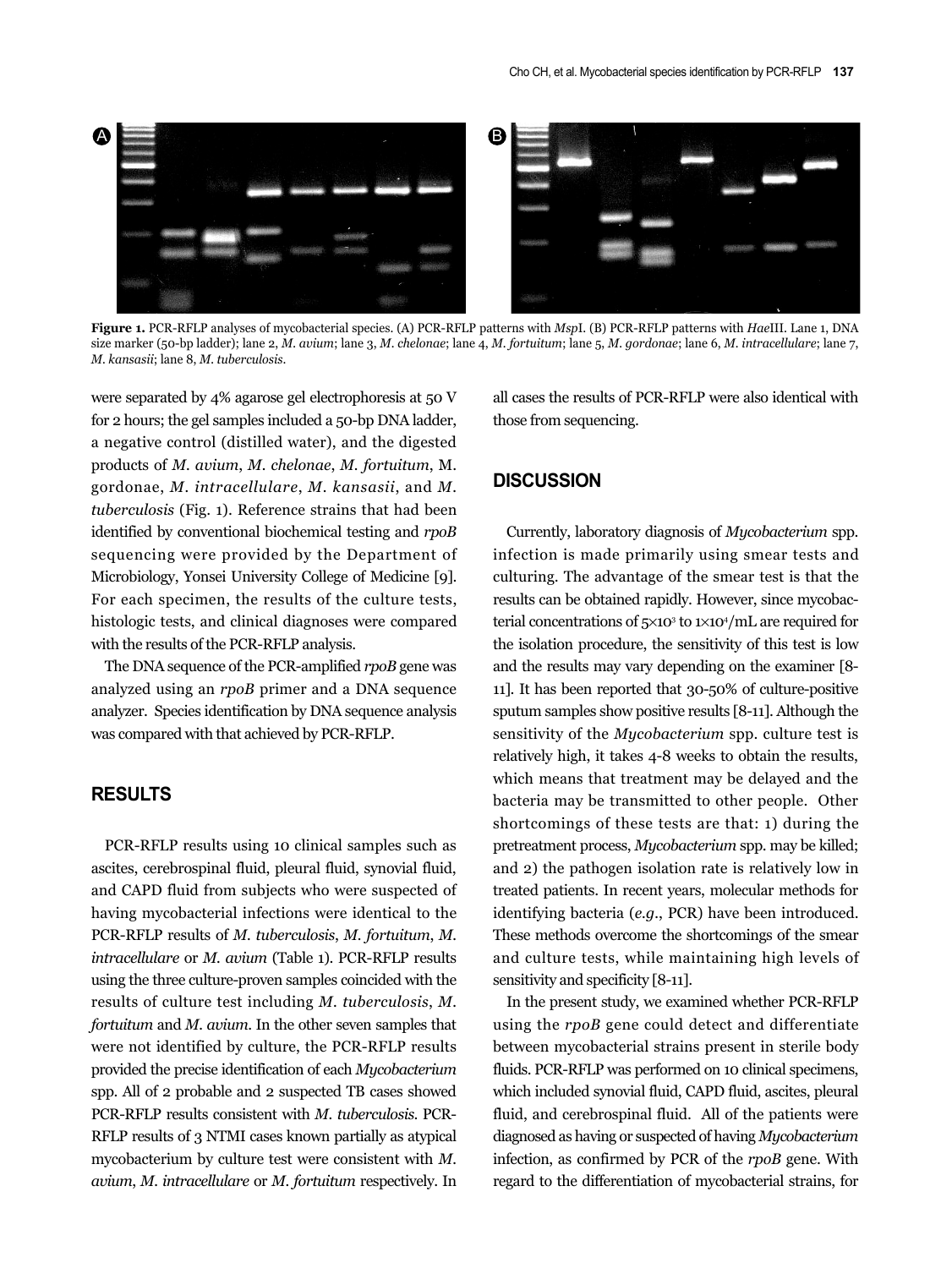**Figure 1.** PCR-RFLP analyses of mycobacterial species. (A) PCR-RFLP patterns with *Msp*I. (B) PCR-RFLP patterns with *Hae*III. Lane 1, DNA size marker (50-bp ladder); lane 2, *M. avium*; lane 3, *M. chelonae*; lane 4, *M. fortuitum*; lane 5, *M. gordonae*; lane 6, *M. intracellulare*; lane 7, *M. kansasii*; lane 8, *M. tuberculosis*.

were separated by 4% agarose gel electrophoresis at 50 V for 2 hours; the gel samples included a 50-bp DNA ladder, a negative control (distilled water), and the digested products of *M. avium*, *M. chelonae*, *M. fortuitum*, M. gordonae, *M. intracellulare*, *M. kansasii*, and *M. tuberculosis* (Fig. 1). Reference strains that had been identified by conventional biochemical testing and *rpoB* sequencing were provided by the Department of Microbiology, Yonsei University College of Medicine [9]. For each specimen, the results of the culture tests, histologic tests, and clinical diagnoses were compared with the results of the PCR-RFLP analysis.

The DNA sequence of the PCR-amplified *rpoB* gene was analyzed using an *rpoB* primer and a DNA sequence analyzer. Species identification by DNA sequence analysis was compared with that achieved by PCR-RFLP.

## RESULTS

PCR-RFLP results using 10 clinical samples such as ascites, cerebrospinal fluid, pleural fluid, synovial fluid, and CAPD fluid from subjects who were suspected of having mycobacterial infections were identical to the PCR-RFLP results of *M. tuberculosis*, *M. fortuitum*, *M. intracellulare* or *M. avium* (Table 1). PCR-RFLP results using the three culture-proven samples coincided with the results of culture test including *M. tuberculosis*, *M. fortuitum* and *M. avium*. In the other seven samples that were not identified by culture, the PCR-RFLP results provided the precise identification of each *Mycobacterium* spp. All of 2 probable and 2 suspected TB cases showed PCR-RFLP results consistent with *M. tuberculosis*. PCR-RFLP results of 3 NTMI cases known partially as atypical mycobacterium by culture test were consistent with *M. avium*, *M. intracellulare* or *M. fortuitum* respectively. In all cases the results of PCR-RFLP were also identical with those from sequencing.

## DISCUSSION

Currently, laboratory diagnosis of *Mycobacterium* spp. infection is made primarily using smear tests and culturing. The advantage of the smear test is that the results can be obtained rapidly. However, since mycobacterial concentrations of $5\times10^3$ to $1\times10^4$/mL are required for the isolation procedure, the sensitivity of this test is low and the results may vary depending on the examiner [8-11]. It has been reported that 30-50% of culture-positive sputum samples show positive results [8-11]. Although the sensitivity of the *Mycobacterium* spp. culture test is relatively high, it takes 4-8 weeks to obtain the results, which means that treatment may be delayed and the bacteria may be transmitted to other people. Other shortcomings of these tests are that: 1) during the pretreatment process, *Mycobacterium* spp. may be killed; and 2) the pathogen isolation rate is relatively low in treated patients. In recent years, molecular methods for identifying bacteria (*e.g.*, PCR) have been introduced. These methods overcome the shortcomings of the smear and culture tests, while maintaining high levels of sensitivity and specificity [8-11].

In the present study, we examined whether PCR-RFLP using the *rpoB* gene could detect and differentiate between mycobacterial strains present in sterile body fluids. PCR-RFLP was performed on 10 clinical specimens, which included synovial fluid, CAPD fluid, ascites, pleural fluid, and cerebrospinal fluid. All of the patients were diagnosed as having or suspected of having *Mycobacterium* infection, as confirmed by PCR of the *rpoB* gene. With regard to the differentiation of mycobacterial strains, for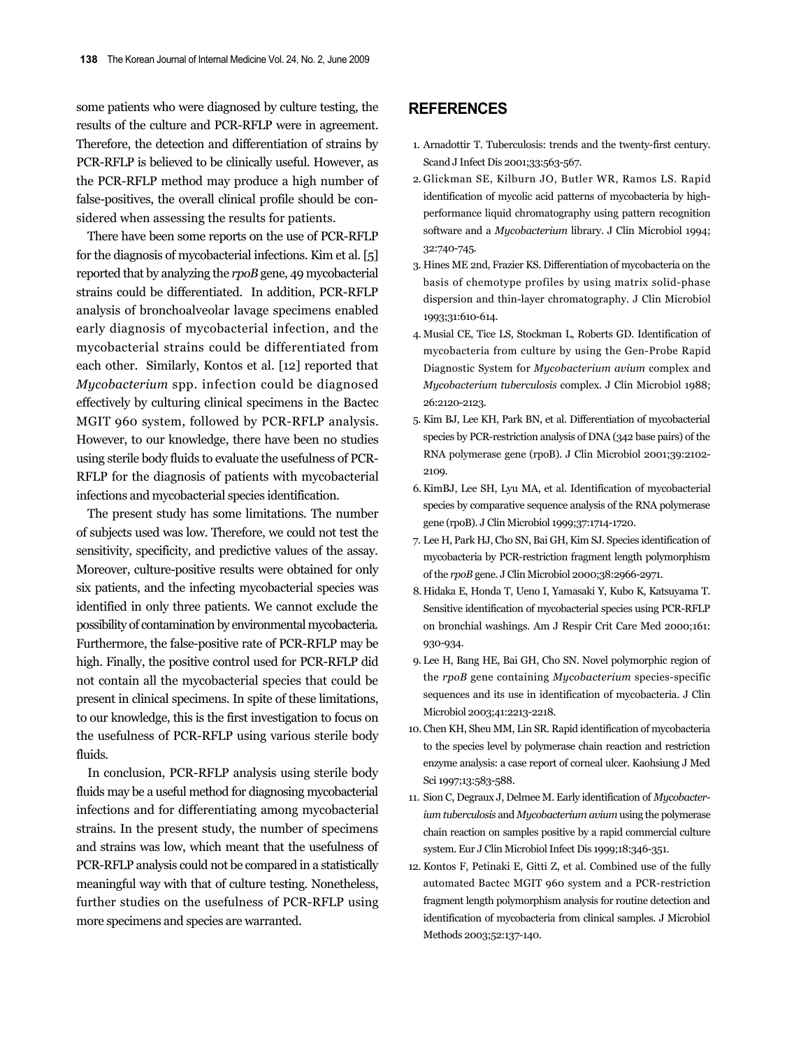some patients who were diagnosed by culture testing, the results of the culture and PCR-RFLP were in agreement. Therefore, the detection and differentiation of strains by PCR-RFLP is believed to be clinically useful. However, as the PCR-RFLP method may produce a high number of false-positives, the overall clinical profile should be considered when assessing the results for patients.

There have been some reports on the use of PCR-RFLP for the diagnosis of mycobacterial infections. Kim et al. [5] reported that by analyzing the *rpoB* gene, 49 mycobacterial strains could be differentiated. In addition, PCR-RFLP analysis of bronchoalveolar lavage specimens enabled early diagnosis of mycobacterial infection, and the mycobacterial strains could be differentiated from each other. Similarly, Kontos et al. [12] reported that *Mycobacterium* spp. infection could be diagnosed effectively by culturing clinical specimens in the Bactec MGIT 960 system, followed by PCR-RFLP analysis. However, to our knowledge, there have been no studies using sterile body fluids to evaluate the usefulness of PCR-RFLP for the diagnosis of patients with mycobacterial infections and mycobacterial species identification.

The present study has some limitations. The number of subjects used was low. Therefore, we could not test the sensitivity, specificity, and predictive values of the assay. Moreover, culture-positive results were obtained for only six patients, and the infecting mycobacterial species was identified in only three patients. We cannot exclude the possibility of contamination by environmental mycobacteria. Furthermore, the false-positive rate of PCR-RFLP may be high. Finally, the positive control used for PCR-RFLP did not contain all the mycobacterial species that could be present in clinical specimens. In spite of these limitations, to our knowledge, this is the first investigation to focus on the usefulness of PCR-RFLP using various sterile body fluids.

In conclusion, PCR-RFLP analysis using sterile body fluids may be a useful method for diagnosing mycobacterial infections and for differentiating among mycobacterial strains. In the present study, the number of specimens and strains was low, which meant that the usefulness of PCR-RFLP analysis could not be compared in a statistically meaningful way with that of culture testing. Nonetheless, further studies on the usefulness of PCR-RFLP using more specimens and species are warranted.

## REFERENCES

1. Arnadottir T. Tuberculosis: trends and the twenty-first century. Scand J Infect Dis 2001;33:563-567.
2. Glickman SE, Kilburn JO, Butler WR, Ramos LS. Rapid identification of mycolic acid patterns of mycobacteria by high-performance liquid chromatography using pattern recognition software and a *Mycobacterium* library. J Clin Microbiol 1994;32:740-745.
3. Hines ME 2nd, Frazier KS. Differentiation of mycobacteria on the basis of chemotype profiles by using matrix solid-phase dispersion and thin-layer chromatography. J Clin Microbiol 1993;31:610-614.
4. Musial CE, Tice LS, Stockman L, Roberts GD. Identification of mycobacteria from culture by using the Gen-Probe Rapid Diagnostic System for *Mycobacterium avium* complex and *Mycobacterium tuberculosis* complex. J Clin Microbiol 1988;26:2120-2123.
5. Kim BJ, Lee KH, Park BN, et al. Differentiation of mycobacterial species by PCR-restriction analysis of DNA (342 base pairs) of the RNA polymerase gene (rpoB). J Clin Microbiol 2001;39:2102-2109.
6. KimBJ, Lee SH, Lyu MA, et al. Identification of mycobacterial species by comparative sequence analysis of the RNA polymerase gene (rpoB). J Clin Microbiol 1999;37:1714-1720.
7. Lee H, Park HJ, Cho SN, Bai GH, Kim SJ. Species identification of mycobacteria by PCR-restriction fragment length polymorphism of the *rpoB* gene. J Clin Microbiol 2000;38:2966-2971.
8. Hidaka E, Honda T, Ueno I, Yamasaki Y, Kubo K, Katsuyama T. Sensitive identification of mycobacterial species using PCR-RFLP on bronchial washings. Am J Respir Crit Care Med 2000;161:930-934.
9. Lee H, Bang HE, Bai GH, Cho SN. Novel polymorphic region of the *rpoB* gene containing *Mycobacterium* species-specific sequences and its use in identification of mycobacteria. J Clin Microbiol 2003;41:2213-2218.
10. Chen KH, Sheu MM, Lin SR. Rapid identification of mycobacteria to the species level by polymerase chain reaction and restriction enzyme analysis: a case report of corneal ulcer. Kaohsiung J Med Sci 1997;13:583-588.
11. Sion C, Degraux J, Delmee M. Early identification of *Mycobacterium tuberculosis* and *Mycobacterium avium* using the polymerase chain reaction on samples positive by a rapid commercial culture system. Eur J Clin Microbiol Infect Dis 1999;18:346-351.
12. Kontos F, Petinaki E, Gitti Z, et al. Combined use of the fully automated Bactec MGIT 960 system and a PCR-restriction fragment length polymorphism analysis for routine detection and identification of mycobacteria from clinical samples. J Microbiol Methods 2003;52:137-140.